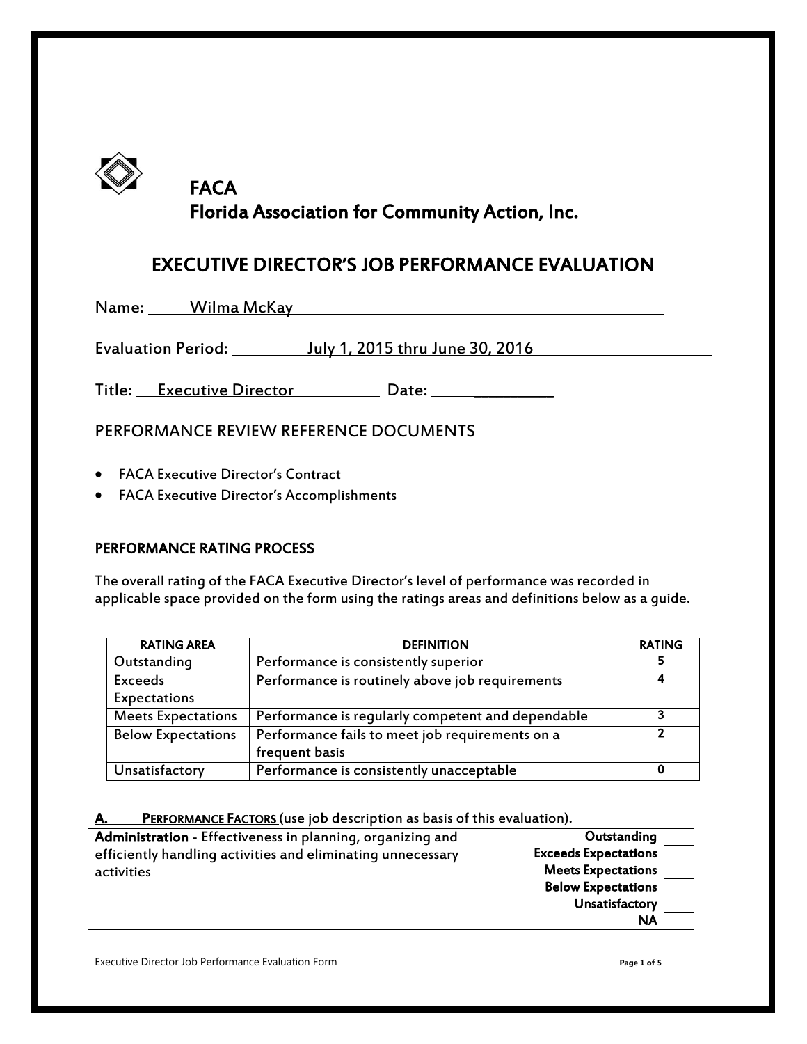# FACA
## Florida Association for Community Action, Inc.

## EXECUTIVE DIRECTOR'S JOB PERFORMANCE EVALUATION

Name: Wilma McKay

Evaluation Period: July 1, 2015 thru June 30, 2016

Title: Executive Director  Date: __________

### PERFORMANCE REVIEW REFERENCE DOCUMENTS

- FACA Executive Director's Contract
- FACA Executive Director's Accomplishments

### PERFORMANCE RATING PROCESS

The overall rating of the FACA Executive Director's level of performance was recorded in applicable space provided on the form using the ratings areas and definitions below as a guide.

| RATING AREA | DEFINITION | RATING |
|---|---|---|
| Outstanding | Performance is consistently superior | 5 |
| Exceeds Expectations | Performance is routinely above job requirements | 4 |
| Meets Expectations | Performance is regularly competent and dependable | 3 |
| Below Expectations | Performance fails to meet job requirements on a frequent basis | 2 |
| Unsatisfactory | Performance is consistently unacceptable | 0 |

**A. PERFORMANCE FACTORS** (use job description as basis of this evaluation).

| Factor | Rating | |
|---|---|---|
| **Administration** - Effectiveness in planning, organizing and efficiently handling activities and eliminating unnecessary activities | **Outstanding** | |
| | **Exceeds Expectations** | |
| | **Meets Expectations** | |
| | **Below Expectations** | |
| | **Unsatisfactory** | |
| | **NA** | |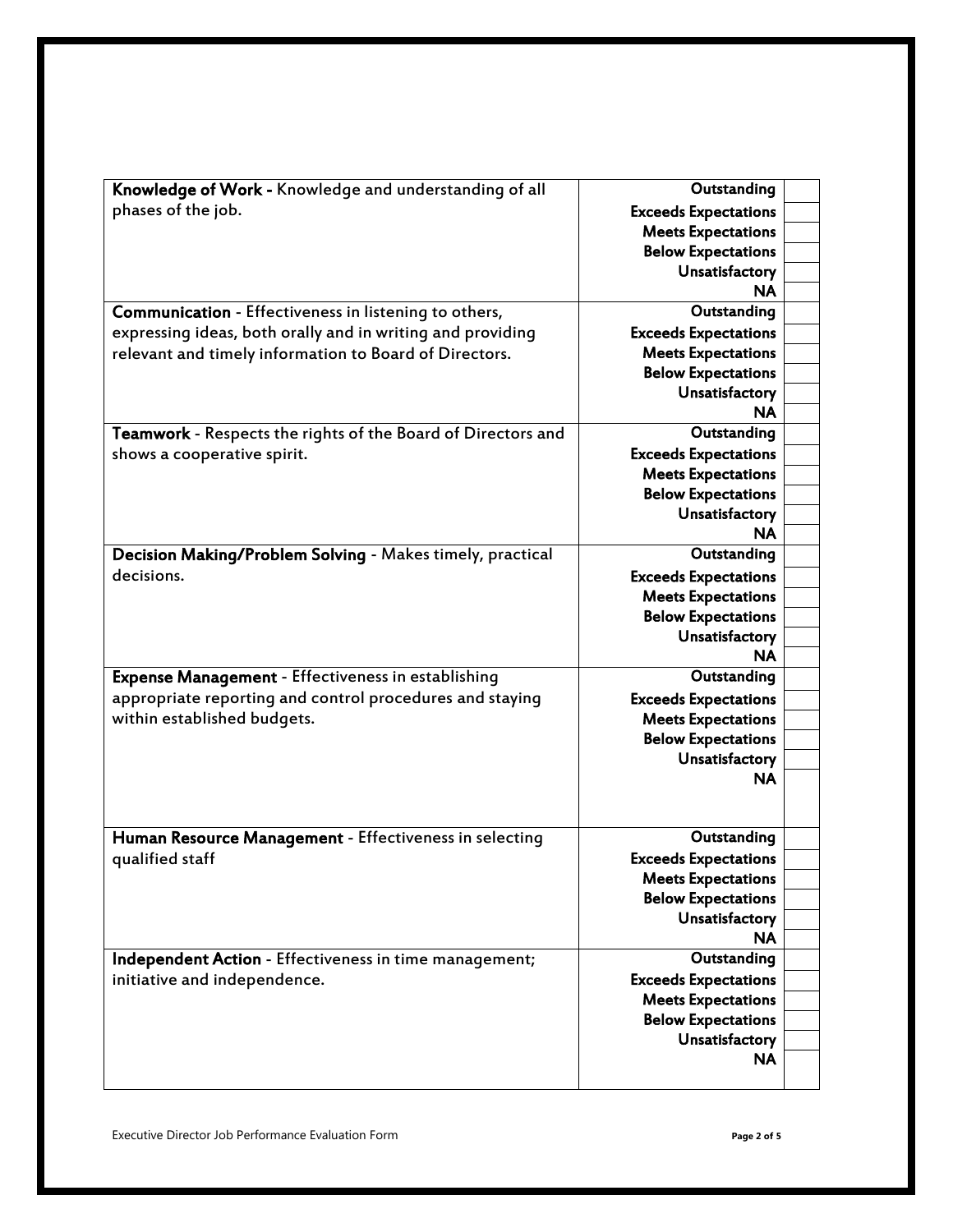| Criteria | Rating | |
|---|---|---|
| **Knowledge of Work -** Knowledge and understanding of all phases of the job. | **Outstanding** | |
| | **Exceeds Expectations** | |
| | **Meets Expectations** | |
| | **Below Expectations** | |
| | **Unsatisfactory** | |
| | **NA** | |
| **Communication** - Effectiveness in listening to others, expressing ideas, both orally and in writing and providing relevant and timely information to Board of Directors. | **Outstanding** | |
| | **Exceeds Expectations** | |
| | **Meets Expectations** | |
| | **Below Expectations** | |
| | **Unsatisfactory** | |
| | **NA** | |
| **Teamwork** - Respects the rights of the Board of Directors and shows a cooperative spirit. | **Outstanding** | |
| | **Exceeds Expectations** | |
| | **Meets Expectations** | |
| | **Below Expectations** | |
| | **Unsatisfactory** | |
| | **NA** | |
| **Decision Making/Problem Solving** - Makes timely, practical decisions. | **Outstanding** | |
| | **Exceeds Expectations** | |
| | **Meets Expectations** | |
| | **Below Expectations** | |
| | **Unsatisfactory** | |
| | **NA** | |
| **Expense Management** - Effectiveness in establishing appropriate reporting and control procedures and staying within established budgets. | **Outstanding** | |
| | **Exceeds Expectations** | |
| | **Meets Expectations** | |
| | **Below Expectations** | |
| | **Unsatisfactory** | |
| | **NA** | |
| **Human Resource Management** - Effectiveness in selecting qualified staff | **Outstanding** | |
| | **Exceeds Expectations** | |
| | **Meets Expectations** | |
| | **Below Expectations** | |
| | **Unsatisfactory** | |
| | **NA** | |
| **Independent Action** - Effectiveness in time management; initiative and independence. | **Outstanding** | |
| | **Exceeds Expectations** | |
| | **Meets Expectations** | |
| | **Below Expectations** | |
| | **Unsatisfactory** | |
| | **NA** | |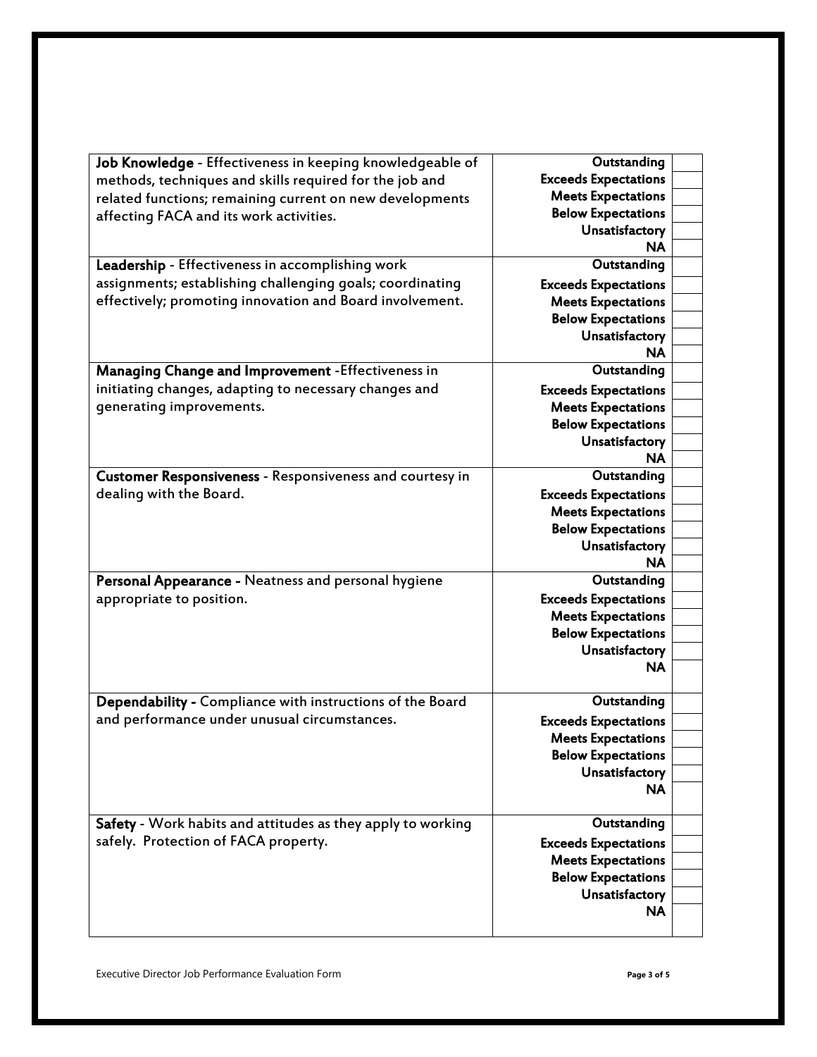| Criteria | Rating | |
|---|---|---|
| **Job Knowledge** - Effectiveness in keeping knowledgeable of methods, techniques and skills required for the job and related functions; remaining current on new developments affecting FACA and its work activities. | **Outstanding** | |
| | **Exceeds Expectations** | |
| | **Meets Expectations** | |
| | **Below Expectations** | |
| | **Unsatisfactory** | |
| | **NA** | |
| **Leadership** - Effectiveness in accomplishing work assignments; establishing challenging goals; coordinating effectively; promoting innovation and Board involvement. | **Outstanding** | |
| | **Exceeds Expectations** | |
| | **Meets Expectations** | |
| | **Below Expectations** | |
| | **Unsatisfactory** | |
| | **NA** | |
| **Managing Change and Improvement** -Effectiveness in initiating changes, adapting to necessary changes and generating improvements. | **Outstanding** | |
| | **Exceeds Expectations** | |
| | **Meets Expectations** | |
| | **Below Expectations** | |
| | **Unsatisfactory** | |
| | **NA** | |
| **Customer Responsiveness** - Responsiveness and courtesy in dealing with the Board. | **Outstanding** | |
| | **Exceeds Expectations** | |
| | **Meets Expectations** | |
| | **Below Expectations** | |
| | **Unsatisfactory** | |
| | **NA** | |
| **Personal Appearance -** Neatness and personal hygiene appropriate to position. | **Outstanding** | |
| | **Exceeds Expectations** | |
| | **Meets Expectations** | |
| | **Below Expectations** | |
| | **Unsatisfactory** | |
| | **NA** | |
| **Dependability -** Compliance with instructions of the Board and performance under unusual circumstances. | **Outstanding** | |
| | **Exceeds Expectations** | |
| | **Meets Expectations** | |
| | **Below Expectations** | |
| | **Unsatisfactory** | |
| | **NA** | |
| **Safety** - Work habits and attitudes as they apply to working safely. Protection of FACA property. | **Outstanding** | |
| | **Exceeds Expectations** | |
| | **Meets Expectations** | |
| | **Below Expectations** | |
| | **Unsatisfactory** | |
| | **NA** | |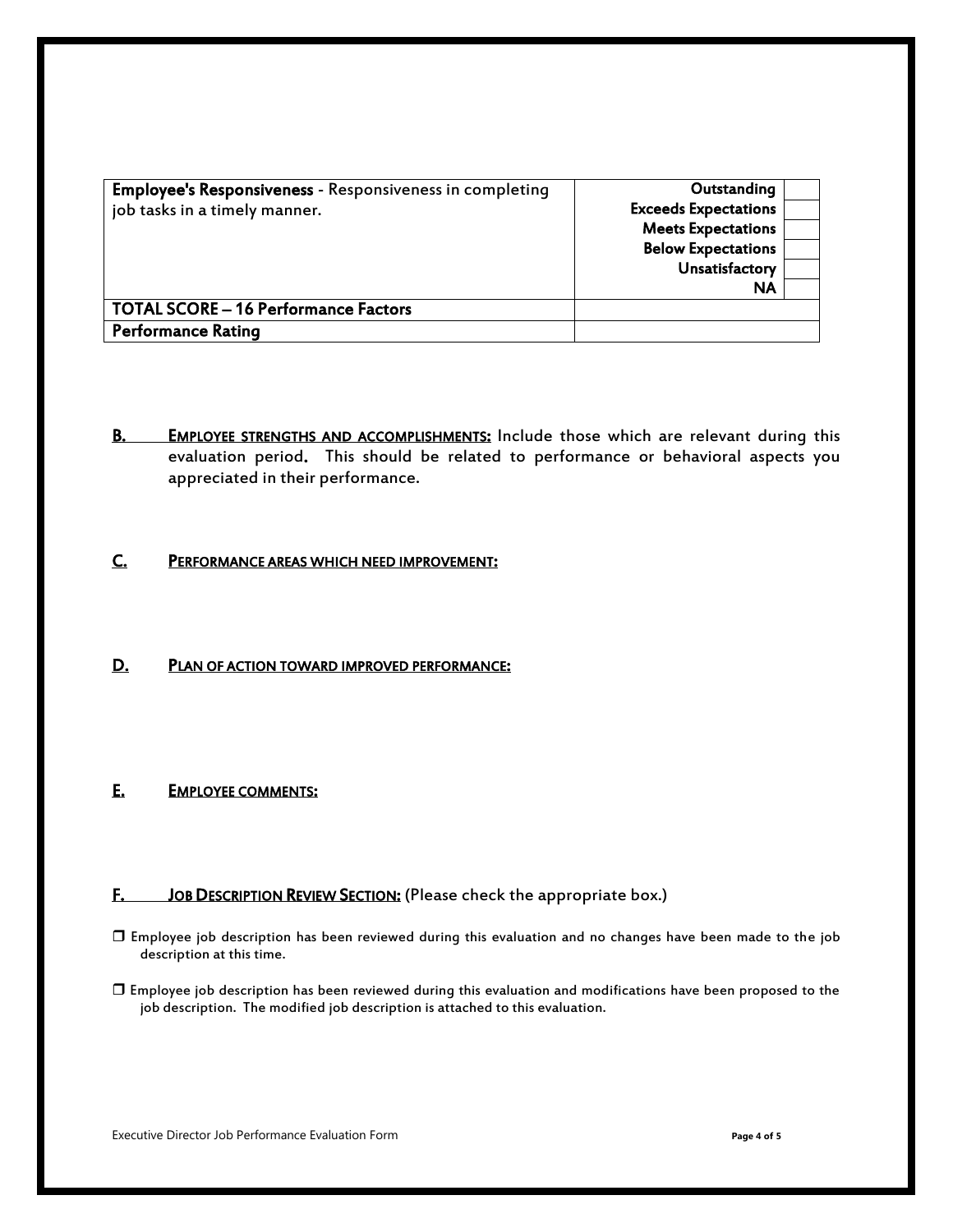| | | |
|---|---|---|
| **Employee's Responsiveness** - Responsiveness in completing job tasks in a timely manner. | **Outstanding**<br>**Exceeds Expectations**<br>**Meets Expectations**<br>**Below Expectations**<br>**Unsatisfactory**<br>**NA** | |
| **TOTAL SCORE – 16 Performance Factors** | | |
| **Performance Rating** | | |

**B. <u>EMPLOYEE STRENGTHS AND ACCOMPLISHMENTS:</u>** Include those which are relevant during this evaluation period. This should be related to performance or behavioral aspects you appreciated in their performance.

**C. <u>PERFORMANCE AREAS WHICH NEED IMPROVEMENT:</u>**

**D. <u>PLAN OF ACTION TOWARD IMPROVED PERFORMANCE:</u>**

**E. <u>EMPLOYEE COMMENTS:</u>**

**F. <u>JOB DESCRIPTION REVIEW SECTION:</u>** (Please check the appropriate box.)

❒ Employee job description has been reviewed during this evaluation and no changes have been made to the job description at this time.

❒ Employee job description has been reviewed during this evaluation and modifications have been proposed to the job description. The modified job description is attached to this evaluation.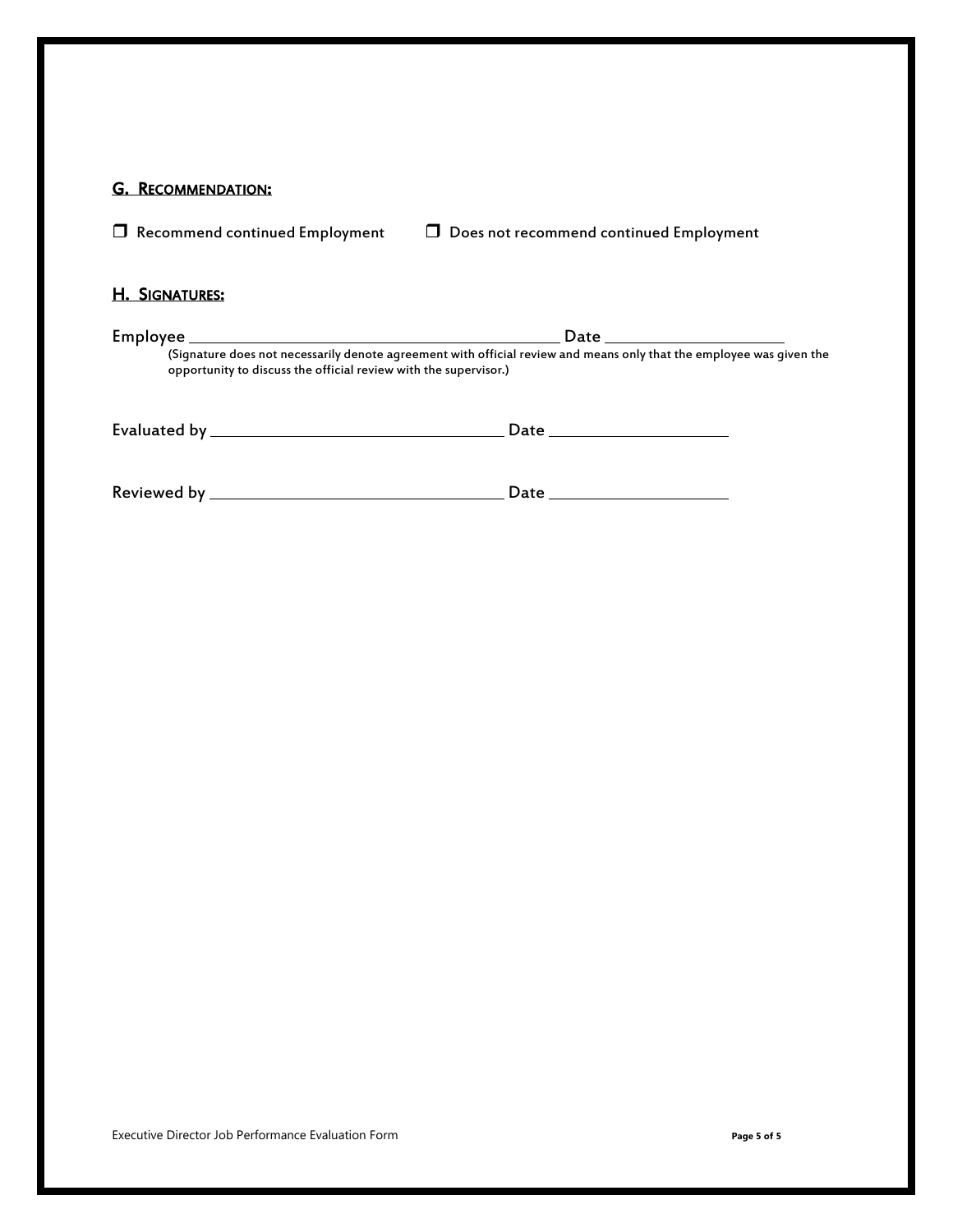## G. Recommendation:

☐ Recommend continued Employment ☐ Does not recommend continued Employment

## H. Signatures:

Employee \_\_\_\_\_\_\_\_\_\_\_\_\_\_\_\_\_\_\_\_\_\_\_\_\_\_\_\_\_\_\_\_\_\_\_\_\_\_\_\_ Date \_\_\_\_\_\_\_\_\_\_\_\_\_\_\_\_\_\_\_\_

(Signature does not necessarily denote agreement with official review and means only that the employee was given the opportunity to discuss the official review with the supervisor.)

Evaluated by \_\_\_\_\_\_\_\_\_\_\_\_\_\_\_\_\_\_\_\_\_\_\_\_\_\_\_\_\_\_\_\_\_\_ Date \_\_\_\_\_\_\_\_\_\_\_\_\_\_\_\_\_\_\_\_

Reviewed by \_\_\_\_\_\_\_\_\_\_\_\_\_\_\_\_\_\_\_\_\_\_\_\_\_\_\_\_\_\_\_\_\_\_ Date \_\_\_\_\_\_\_\_\_\_\_\_\_\_\_\_\_\_\_\_